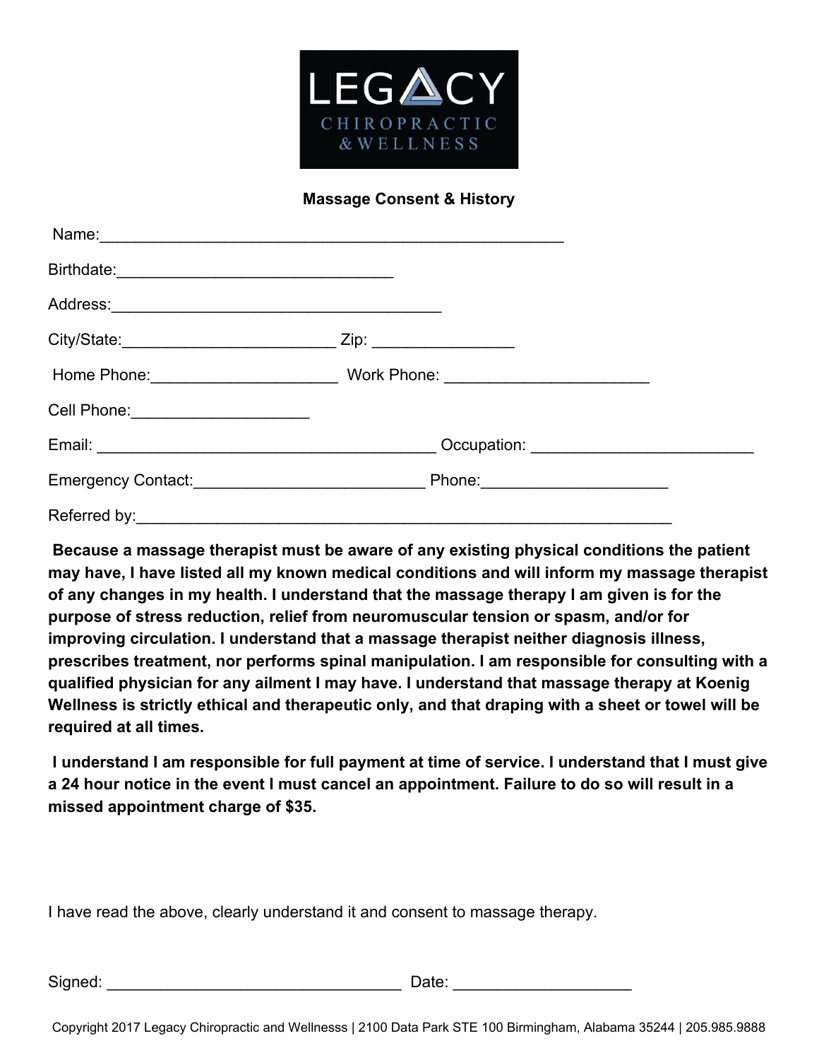LEGACY
CHIROPRACTIC
& WELLNESS

**Massage Consent & History**

Name:______________________________________________________

Birthdate:________________________________

Address:______________________________________

City/State:_________________________ Zip: ________________

Home Phone:_____________________ Work Phone: _______________________

Cell Phone:____________________

Email: _______________________________________ Occupation: _________________________

Emergency Contact:__________________________ Phone:_____________________

Referred by:______________________________________________________________

**Because a massage therapist must be aware of any existing physical conditions the patient may have, I have listed all my known medical conditions and will inform my massage therapist of any changes in my health. I understand that the massage therapy I am given is for the purpose of stress reduction, relief from neuromuscular tension or spasm, and/or for improving circulation. I understand that a massage therapist neither diagnosis illness, prescribes treatment, nor performs spinal manipulation. I am responsible for consulting with a qualified physician for any ailment I may have. I understand that massage therapy at Koenig Wellness is strictly ethical and therapeutic only, and that draping with a sheet or towel will be required at all times.**

**I understand I am responsible for full payment at time of service. I understand that I must give a 24 hour notice in the event I must cancel an appointment. Failure to do so will result in a missed appointment charge of $35.**

I have read the above, clearly understand it and consent to massage therapy.

Signed: __________________________________ Date: ____________________

Copyright 2017 Legacy Chiropractic and Wellnesss | 2100 Data Park STE 100 Birmingham, Alabama 35244 | 205.985.9888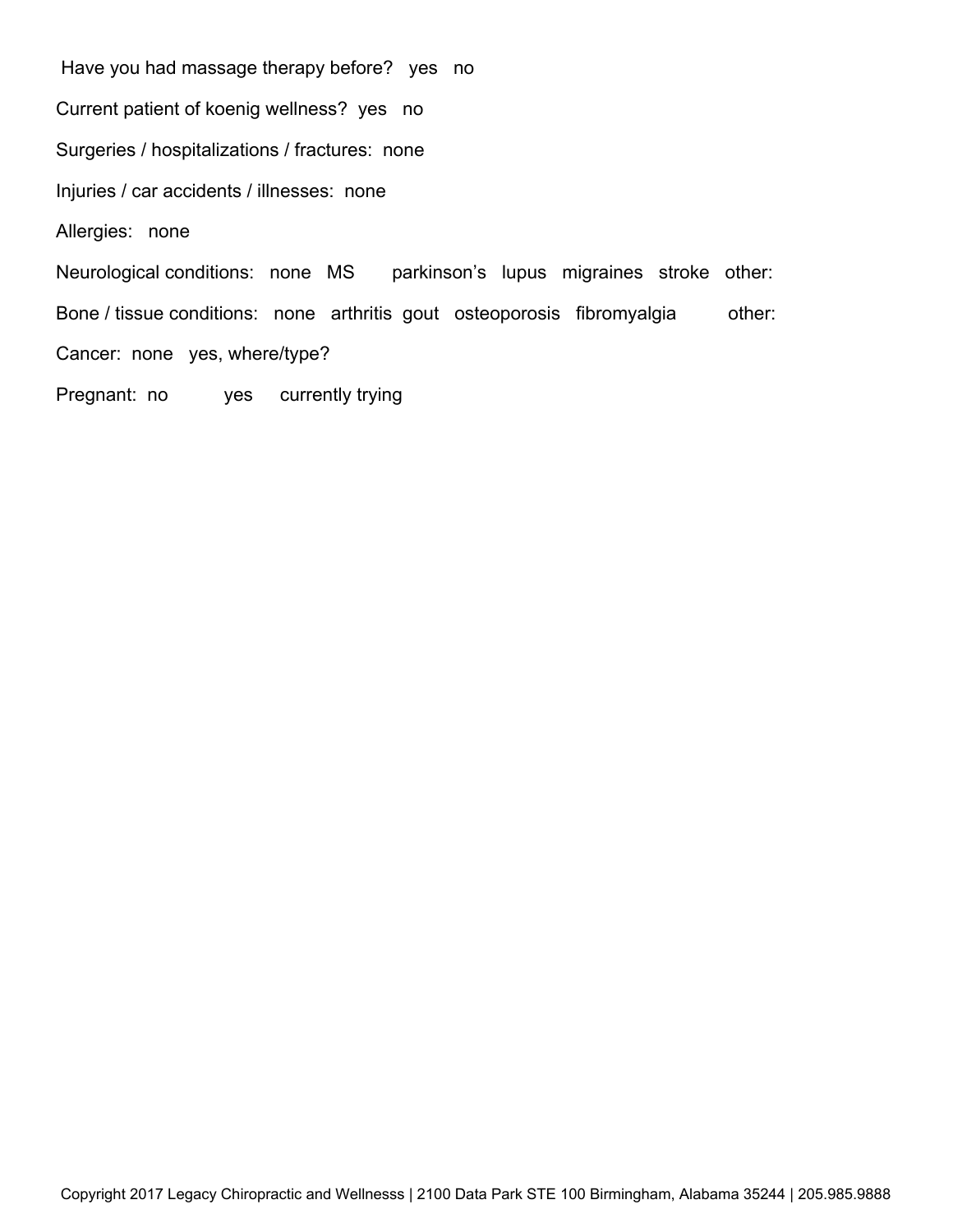Have you had massage therapy before? yes no

Current patient of koenig wellness? yes no

Surgeries / hospitalizations / fractures: none

Injuries / car accidents / illnesses: none

Allergies: none

Neurological conditions: none MS parkinson's lupus migraines stroke other:

Bone / tissue conditions: none arthritis gout osteoporosis fibromyalgia other:

Cancer: none yes, where/type?

Pregnant: no yes currently trying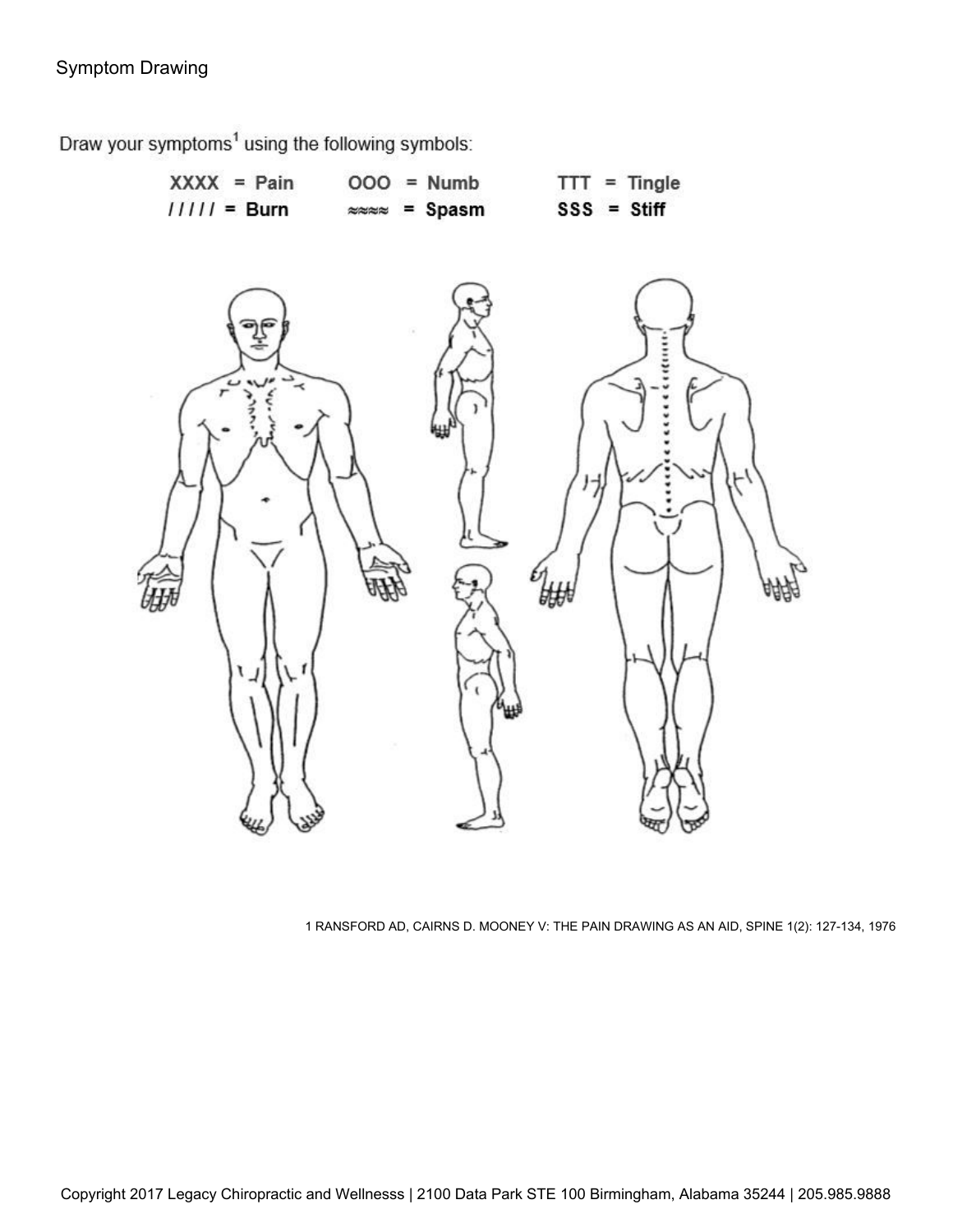Symptom Drawing

Draw your symptoms[1] using the following symbols:

XXXX = Pain    OOO = Numb    TTT = Tingle

///// = Burn    ≈≈≈≈ = Spasm    SSS = Stiff

1 RANSFORD AD, CAIRNS D. MOONEY V: THE PAIN DRAWING AS AN AID, SPINE 1(2): 127-134, 1976

Copyright 2017 Legacy Chiropractic and Wellnesss | 2100 Data Park STE 100 Birmingham, Alabama 35244 | 205.985.9888